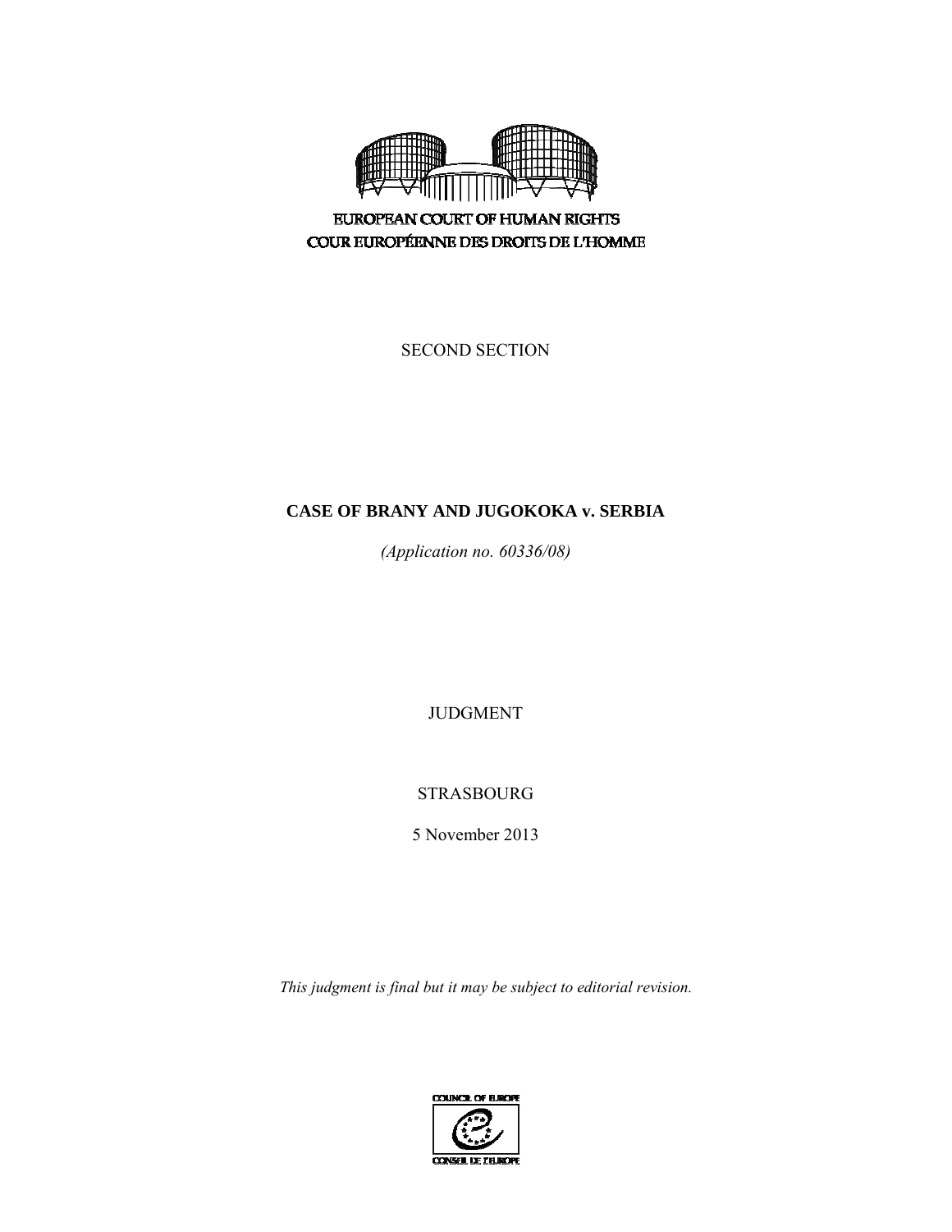EUROPEAN COURT OF HUMAN RIGHTS
COUR EUROPÉENNE DES DROITS DE L'HOMME

SECOND SECTION

# CASE OF BRANY AND JUGOKOKA v. SERBIA

*(Application no. 60336/08)*

JUDGMENT

STRASBOURG

5 November 2013

*This judgment is final but it may be subject to editorial revision.*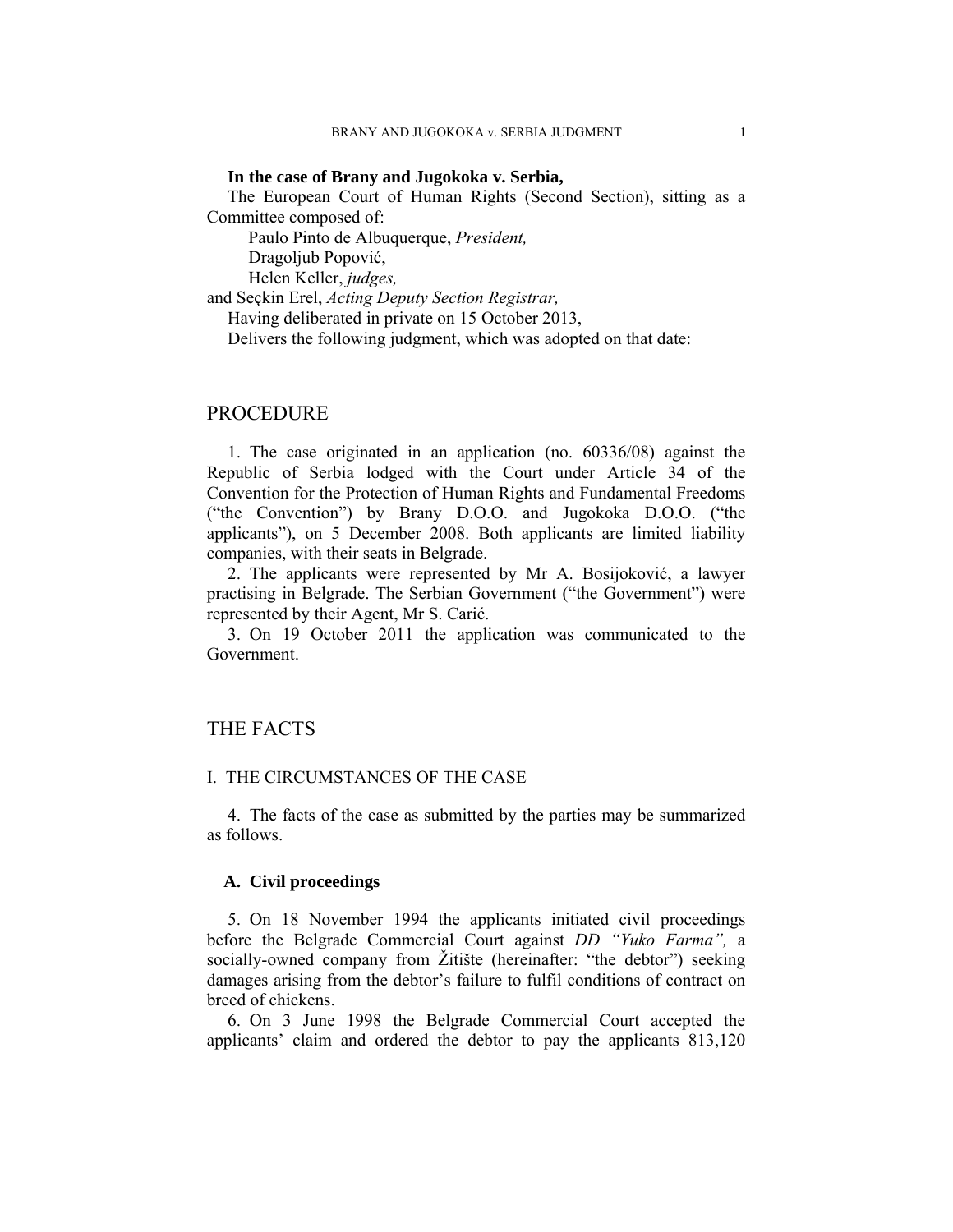**In the case of Brany and Jugokoka v. Serbia,**

The European Court of Human Rights (Second Section), sitting as a Committee composed of:

Paulo Pinto de Albuquerque, *President,*
Dragoljub Popović,
Helen Keller, *judges,*
and Seçkin Erel, *Acting Deputy Section Registrar,*

Having deliberated in private on 15 October 2013,

Delivers the following judgment, which was adopted on that date:

## PROCEDURE

1. The case originated in an application (no. 60336/08) against the Republic of Serbia lodged with the Court under Article 34 of the Convention for the Protection of Human Rights and Fundamental Freedoms ("the Convention") by Brany D.O.O. and Jugokoka D.O.O. ("the applicants"), on 5 December 2008. Both applicants are limited liability companies, with their seats in Belgrade.

2. The applicants were represented by Mr A. Bosijoković, a lawyer practising in Belgrade. The Serbian Government ("the Government") were represented by their Agent, Mr S. Carić.

3. On 19 October 2011 the application was communicated to the Government.

## THE FACTS

### I. THE CIRCUMSTANCES OF THE CASE

4. The facts of the case as submitted by the parties may be summarized as follows.

#### A. Civil proceedings

5. On 18 November 1994 the applicants initiated civil proceedings before the Belgrade Commercial Court against *DD "Yuko Farma",* a socially-owned company from Žitište (hereinafter: "the debtor") seeking damages arising from the debtor's failure to fulfil conditions of contract on breed of chickens.

6. On 3 June 1998 the Belgrade Commercial Court accepted the applicants' claim and ordered the debtor to pay the applicants 813,120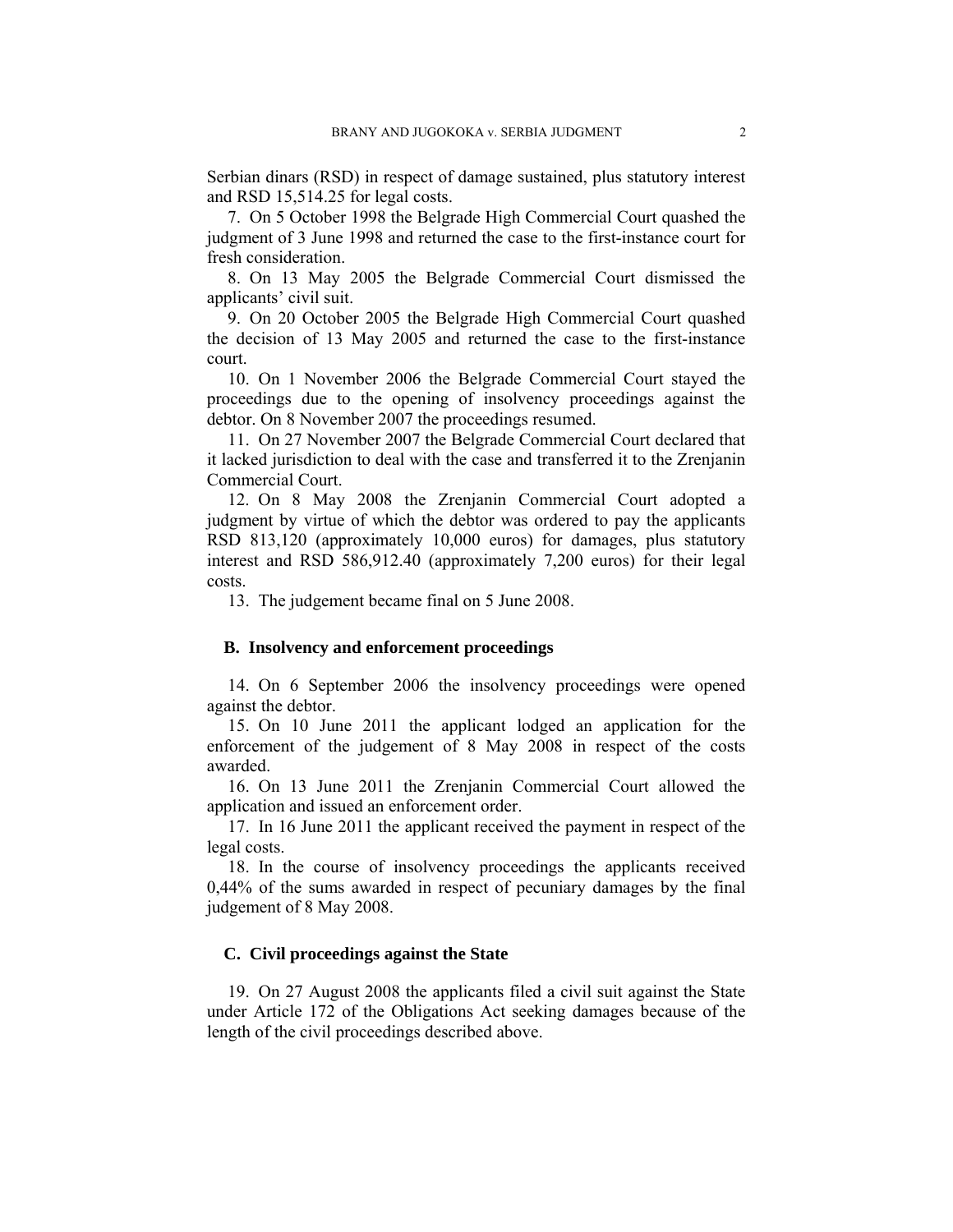Serbian dinars (RSD) in respect of damage sustained, plus statutory interest and RSD 15,514.25 for legal costs.

7. On 5 October 1998 the Belgrade High Commercial Court quashed the judgment of 3 June 1998 and returned the case to the first-instance court for fresh consideration.

8. On 13 May 2005 the Belgrade Commercial Court dismissed the applicants' civil suit.

9. On 20 October 2005 the Belgrade High Commercial Court quashed the decision of 13 May 2005 and returned the case to the first-instance court.

10. On 1 November 2006 the Belgrade Commercial Court stayed the proceedings due to the opening of insolvency proceedings against the debtor. On 8 November 2007 the proceedings resumed.

11. On 27 November 2007 the Belgrade Commercial Court declared that it lacked jurisdiction to deal with the case and transferred it to the Zrenjanin Commercial Court.

12. On 8 May 2008 the Zrenjanin Commercial Court adopted a judgment by virtue of which the debtor was ordered to pay the applicants RSD 813,120 (approximately 10,000 euros) for damages, plus statutory interest and RSD 586,912.40 (approximately 7,200 euros) for their legal costs.

13. The judgement became final on 5 June 2008.

### B. Insolvency and enforcement proceedings

14. On 6 September 2006 the insolvency proceedings were opened against the debtor.

15. On 10 June 2011 the applicant lodged an application for the enforcement of the judgement of 8 May 2008 in respect of the costs awarded.

16. On 13 June 2011 the Zrenjanin Commercial Court allowed the application and issued an enforcement order.

17. In 16 June 2011 the applicant received the payment in respect of the legal costs.

18. In the course of insolvency proceedings the applicants received 0,44% of the sums awarded in respect of pecuniary damages by the final judgement of 8 May 2008.

### C. Civil proceedings against the State

19. On 27 August 2008 the applicants filed a civil suit against the State under Article 172 of the Obligations Act seeking damages because of the length of the civil proceedings described above.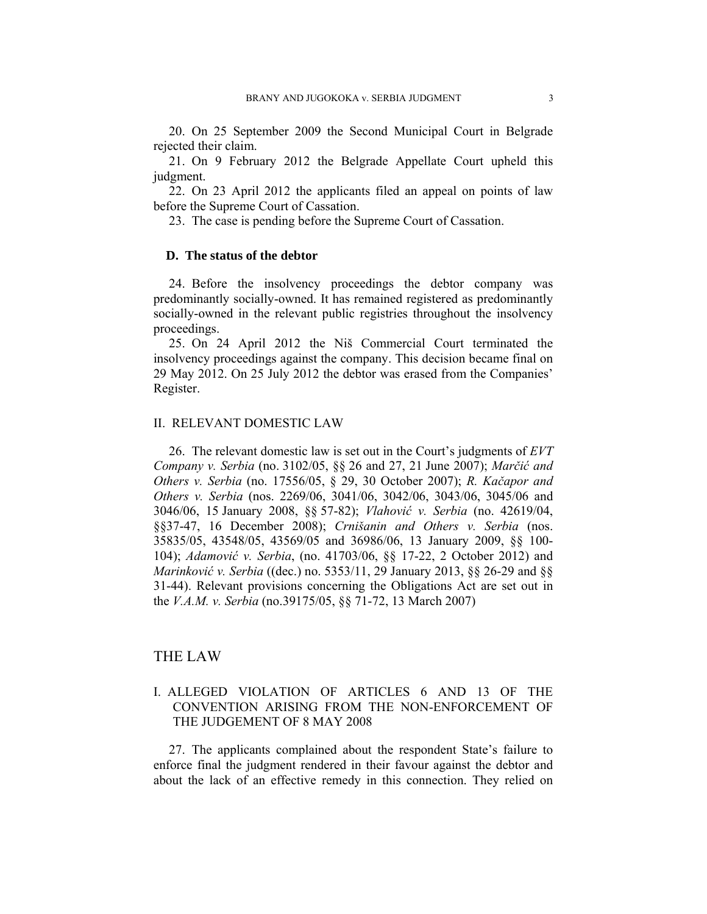20. On 25 September 2009 the Second Municipal Court in Belgrade rejected their claim.

21. On 9 February 2012 the Belgrade Appellate Court upheld this judgment.

22. On 23 April 2012 the applicants filed an appeal on points of law before the Supreme Court of Cassation.

23. The case is pending before the Supreme Court of Cassation.

### D. The status of the debtor

24. Before the insolvency proceedings the debtor company was predominantly socially-owned. It has remained registered as predominantly socially-owned in the relevant public registries throughout the insolvency proceedings.

25. On 24 April 2012 the Niš Commercial Court terminated the insolvency proceedings against the company. This decision became final on 29 May 2012. On 25 July 2012 the debtor was erased from the Companies' Register.

## II. RELEVANT DOMESTIC LAW

26. The relevant domestic law is set out in the Court's judgments of *EVT Company v. Serbia* (no. 3102/05, §§ 26 and 27, 21 June 2007); *Marčić and Others v. Serbia* (no. 17556/05, § 29, 30 October 2007); *R. Kačapor and Others v. Serbia* (nos. 2269/06, 3041/06, 3042/06, 3043/06, 3045/06 and 3046/06, 15 January 2008, §§ 57-82); *Vlahović v. Serbia* (no. 42619/04, §§37-47, 16 December 2008); *Crnišanin and Others v. Serbia* (nos. 35835/05, 43548/05, 43569/05 and 36986/06, 13 January 2009, §§ 100-104); *Adamović v. Serbia*, (no. 41703/06, §§ 17-22, 2 October 2012) and *Marinković v. Serbia* ((dec.) no. 5353/11, 29 January 2013, §§ 26-29 and §§ 31-44). Relevant provisions concerning the Obligations Act are set out in the *V.A.M. v. Serbia* (no.39175/05, §§ 71-72, 13 March 2007)

# THE LAW

## I. ALLEGED VIOLATION OF ARTICLES 6 AND 13 OF THE CONVENTION ARISING FROM THE NON-ENFORCEMENT OF THE JUDGEMENT OF 8 MAY 2008

27. The applicants complained about the respondent State's failure to enforce final the judgment rendered in their favour against the debtor and about the lack of an effective remedy in this connection. They relied on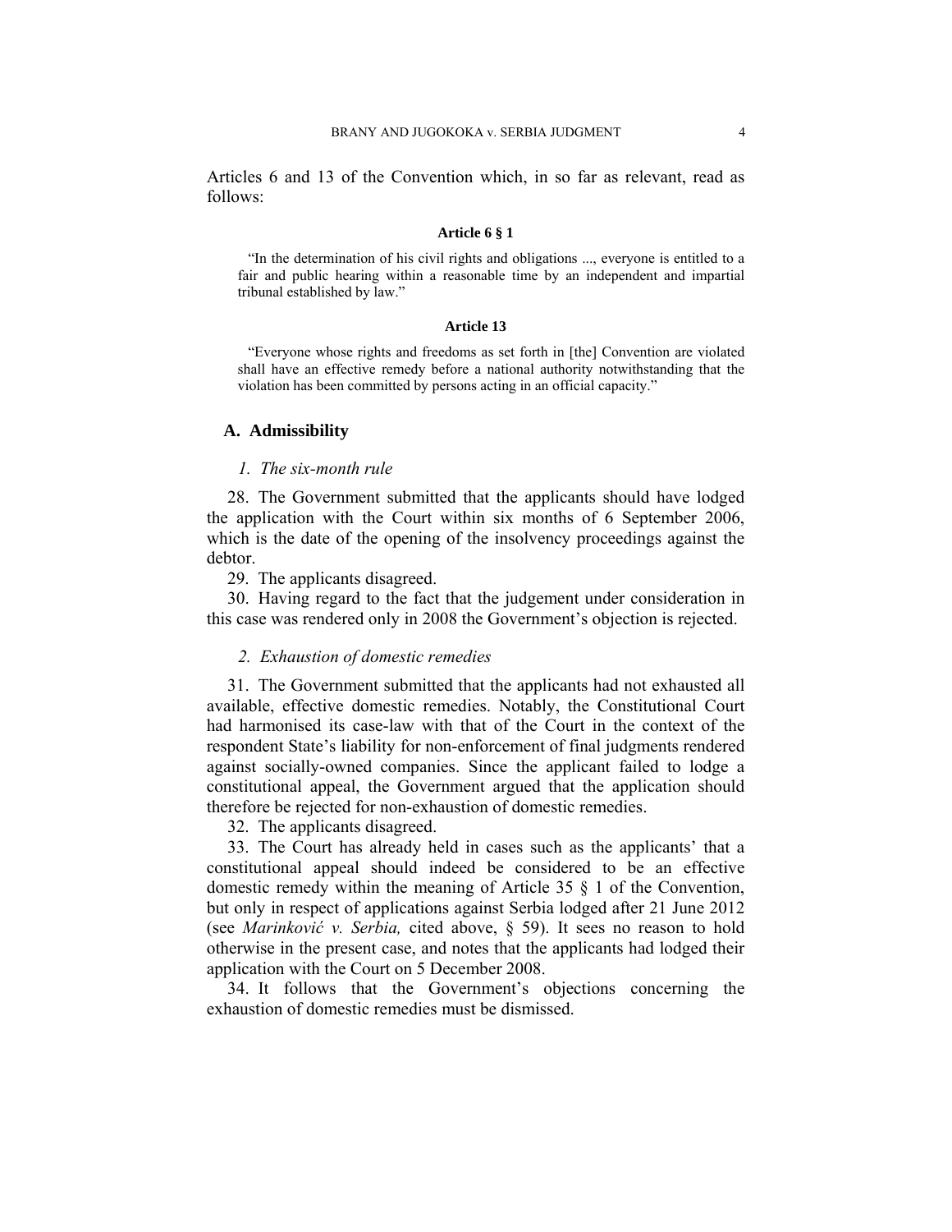Articles 6 and 13 of the Convention which, in so far as relevant, read as follows:

**Article 6 § 1**

"In the determination of his civil rights and obligations ..., everyone is entitled to a fair and public hearing within a reasonable time by an independent and impartial tribunal established by law."

**Article 13**

"Everyone whose rights and freedoms as set forth in [the] Convention are violated shall have an effective remedy before a national authority notwithstanding that the violation has been committed by persons acting in an official capacity."

## A. Admissibility

### *1. The six-month rule*

28. The Government submitted that the applicants should have lodged the application with the Court within six months of 6 September 2006, which is the date of the opening of the insolvency proceedings against the debtor.

29. The applicants disagreed.

30. Having regard to the fact that the judgement under consideration in this case was rendered only in 2008 the Government's objection is rejected.

### *2. Exhaustion of domestic remedies*

31. The Government submitted that the applicants had not exhausted all available, effective domestic remedies. Notably, the Constitutional Court had harmonised its case-law with that of the Court in the context of the respondent State's liability for non-enforcement of final judgments rendered against socially-owned companies. Since the applicant failed to lodge a constitutional appeal, the Government argued that the application should therefore be rejected for non-exhaustion of domestic remedies.

32. The applicants disagreed.

33. The Court has already held in cases such as the applicants' that a constitutional appeal should indeed be considered to be an effective domestic remedy within the meaning of Article 35 § 1 of the Convention, but only in respect of applications against Serbia lodged after 21 June 2012 (see *Marinković v. Serbia,* cited above, § 59). It sees no reason to hold otherwise in the present case, and notes that the applicants had lodged their application with the Court on 5 December 2008.

34. It follows that the Government's objections concerning the exhaustion of domestic remedies must be dismissed.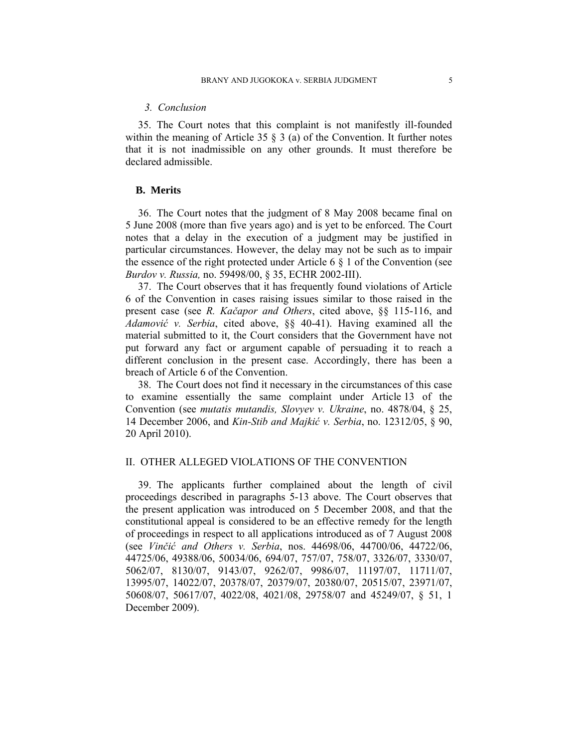### 3. Conclusion

35. The Court notes that this complaint is not manifestly ill-founded within the meaning of Article 35 § 3 (a) of the Convention. It further notes that it is not inadmissible on any other grounds. It must therefore be declared admissible.

## B. Merits

36. The Court notes that the judgment of 8 May 2008 became final on 5 June 2008 (more than five years ago) and is yet to be enforced. The Court notes that a delay in the execution of a judgment may be justified in particular circumstances. However, the delay may not be such as to impair the essence of the right protected under Article 6 § 1 of the Convention (see *Burdov v. Russia,* no. 59498/00, § 35, ECHR 2002-III).

37. The Court observes that it has frequently found violations of Article 6 of the Convention in cases raising issues similar to those raised in the present case (see *R. Kačapor and Others*, cited above, §§ 115-116, and *Adamović v. Serbia*, cited above, §§ 40-41). Having examined all the material submitted to it, the Court considers that the Government have not put forward any fact or argument capable of persuading it to reach a different conclusion in the present case. Accordingly, there has been a breach of Article 6 of the Convention.

38. The Court does not find it necessary in the circumstances of this case to examine essentially the same complaint under Article 13 of the Convention (see *mutatis mutandis, Slovyev v. Ukraine*, no. 4878/04, § 25, 14 December 2006, and *Kin-Stib and Majkić v. Serbia*, no. 12312/05, § 90, 20 April 2010).

# II. OTHER ALLEGED VIOLATIONS OF THE CONVENTION

39. The applicants further complained about the length of civil proceedings described in paragraphs 5-13 above. The Court observes that the present application was introduced on 5 December 2008, and that the constitutional appeal is considered to be an effective remedy for the length of proceedings in respect to all applications introduced as of 7 August 2008 (see *Vinčić and Others v. Serbia*, nos. 44698/06, 44700/06, 44722/06, 44725/06, 49388/06, 50034/06, 694/07, 757/07, 758/07, 3326/07, 3330/07, 5062/07, 8130/07, 9143/07, 9262/07, 9986/07, 11197/07, 11711/07, 13995/07, 14022/07, 20378/07, 20379/07, 20380/07, 20515/07, 23971/07, 50608/07, 50617/07, 4022/08, 4021/08, 29758/07 and 45249/07, § 51, 1 December 2009).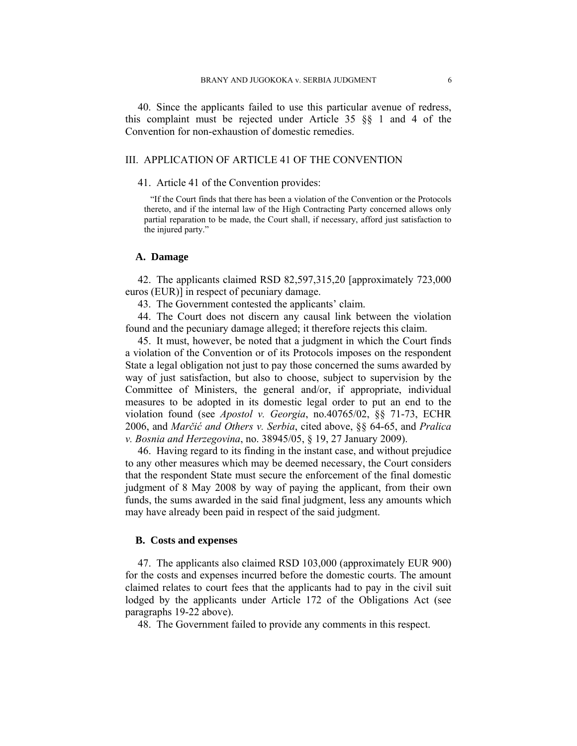40. Since the applicants failed to use this particular avenue of redress, this complaint must be rejected under Article 35 §§ 1 and 4 of the Convention for non-exhaustion of domestic remedies.

## III. APPLICATION OF ARTICLE 41 OF THE CONVENTION

41. Article 41 of the Convention provides:

> "If the Court finds that there has been a violation of the Convention or the Protocols thereto, and if the internal law of the High Contracting Party concerned allows only partial reparation to be made, the Court shall, if necessary, afford just satisfaction to the injured party."

### A. Damage

42. The applicants claimed RSD 82,597,315,20 [approximately 723,000 euros (EUR)] in respect of pecuniary damage.

43. The Government contested the applicants' claim.

44. The Court does not discern any causal link between the violation found and the pecuniary damage alleged; it therefore rejects this claim.

45. It must, however, be noted that a judgment in which the Court finds a violation of the Convention or of its Protocols imposes on the respondent State a legal obligation not just to pay those concerned the sums awarded by way of just satisfaction, but also to choose, subject to supervision by the Committee of Ministers, the general and/or, if appropriate, individual measures to be adopted in its domestic legal order to put an end to the violation found (see *Apostol v. Georgia*, no.40765/02, §§ 71-73, ECHR 2006, and *Marčić and Others v. Serbia*, cited above, §§ 64-65, and *Pralica v. Bosnia and Herzegovina*, no. 38945/05, § 19, 27 January 2009).

46. Having regard to its finding in the instant case, and without prejudice to any other measures which may be deemed necessary, the Court considers that the respondent State must secure the enforcement of the final domestic judgment of 8 May 2008 by way of paying the applicant, from their own funds, the sums awarded in the said final judgment, less any amounts which may have already been paid in respect of the said judgment.

### B. Costs and expenses

47. The applicants also claimed RSD 103,000 (approximately EUR 900) for the costs and expenses incurred before the domestic courts. The amount claimed relates to court fees that the applicants had to pay in the civil suit lodged by the applicants under Article 172 of the Obligations Act (see paragraphs 19-22 above).

48. The Government failed to provide any comments in this respect.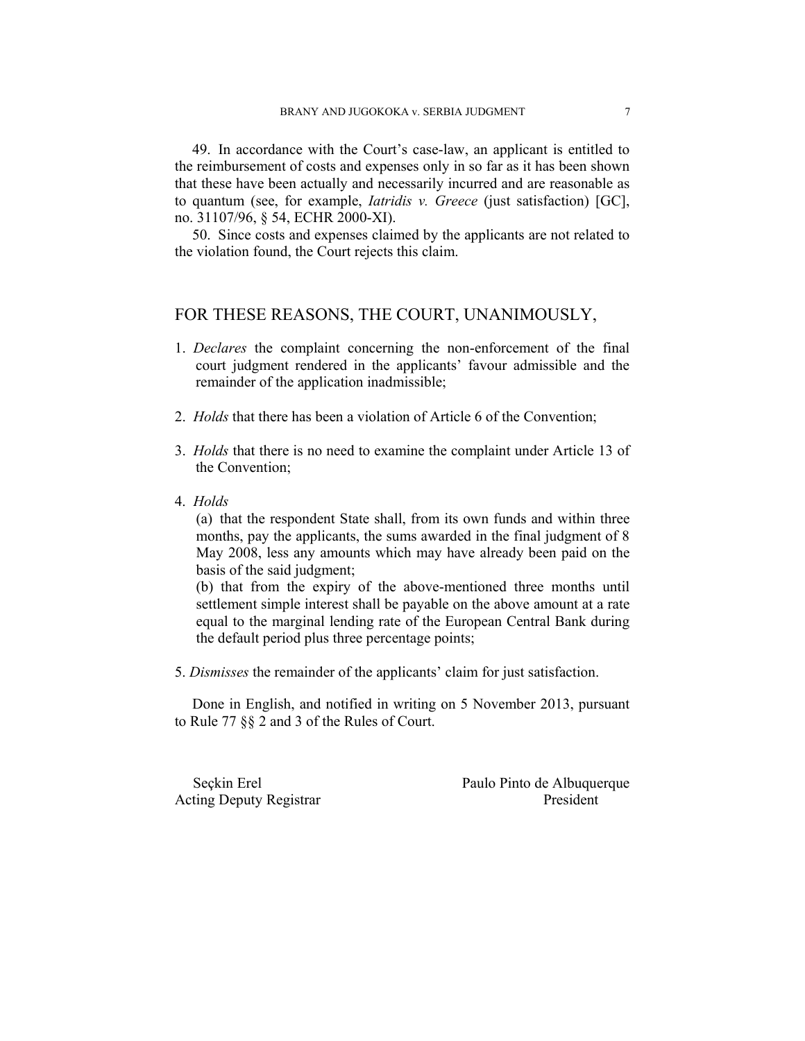49. In accordance with the Court's case-law, an applicant is entitled to the reimbursement of costs and expenses only in so far as it has been shown that these have been actually and necessarily incurred and are reasonable as to quantum (see, for example, *Iatridis v. Greece* (just satisfaction) [GC], no. 31107/96, § 54, ECHR 2000-XI).

50. Since costs and expenses claimed by the applicants are not related to the violation found, the Court rejects this claim.

## FOR THESE REASONS, THE COURT, UNANIMOUSLY,

1. *Declares* the complaint concerning the non-enforcement of the final court judgment rendered in the applicants' favour admissible and the remainder of the application inadmissible;

2. *Holds* that there has been a violation of Article 6 of the Convention;

3. *Holds* that there is no need to examine the complaint under Article 13 of the Convention;

4. *Holds*

   (a) that the respondent State shall, from its own funds and within three months, pay the applicants, the sums awarded in the final judgment of 8 May 2008, less any amounts which may have already been paid on the basis of the said judgment;

   (b) that from the expiry of the above-mentioned three months until settlement simple interest shall be payable on the above amount at a rate equal to the marginal lending rate of the European Central Bank during the default period plus three percentage points;

5. *Dismisses* the remainder of the applicants' claim for just satisfaction.

Done in English, and notified in writing on 5 November 2013, pursuant to Rule 77 §§ 2 and 3 of the Rules of Court.

Seçkin Erel
Acting Deputy Registrar

Paulo Pinto de Albuquerque
President